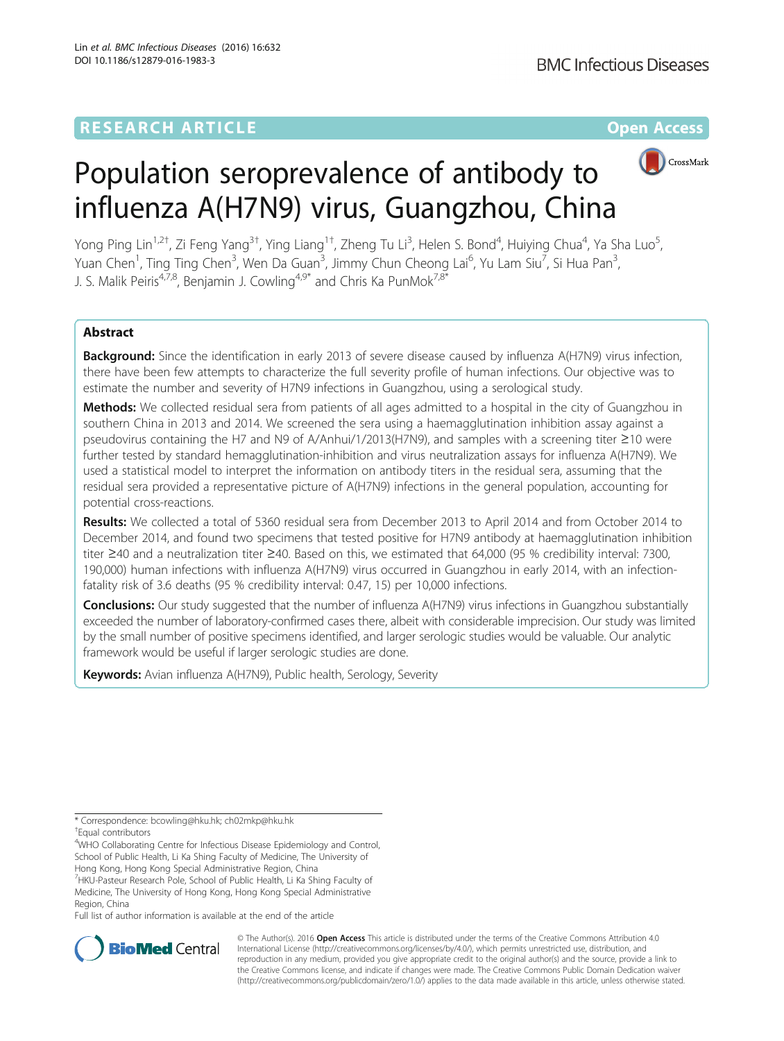RESEARCH ARTICLE

Open Access

# Population seroprevalence of antibody to influenza A(H7N9) virus, Guangzhou, China

Yong Ping Lin[1,2†], Zi Feng Yang[3†], Ying Liang[1†], Zheng Tu Li[3], Helen S. Bond[4], Huiying Chua[4], Ya Sha Luo[5], Yuan Chen[1], Ting Ting Chen[3], Wen Da Guan[3], Jimmy Chun Cheong Lai[6], Yu Lam Siu[7], Si Hua Pan[3], J. S. Malik Peiris[4,7,8], Benjamin J. Cowling[4,9*] and Chris Ka PunMok[7,8*]

## Abstract

**Background:** Since the identification in early 2013 of severe disease caused by influenza A(H7N9) virus infection, there have been few attempts to characterize the full severity profile of human infections. Our objective was to estimate the number and severity of H7N9 infections in Guangzhou, using a serological study.

**Methods:** We collected residual sera from patients of all ages admitted to a hospital in the city of Guangzhou in southern China in 2013 and 2014. We screened the sera using a haemagglutination inhibition assay against a pseudovirus containing the H7 and N9 of A/Anhui/1/2013(H7N9), and samples with a screening titer ≥10 were further tested by standard hemagglutination-inhibition and virus neutralization assays for influenza A(H7N9). We used a statistical model to interpret the information on antibody titers in the residual sera, assuming that the residual sera provided a representative picture of A(H7N9) infections in the general population, accounting for potential cross-reactions.

**Results:** We collected a total of 5360 residual sera from December 2013 to April 2014 and from October 2014 to December 2014, and found two specimens that tested positive for H7N9 antibody at haemagglutination inhibition titer ≥40 and a neutralization titer ≥40. Based on this, we estimated that 64,000 (95 % credibility interval: 7300, 190,000) human infections with influenza A(H7N9) virus occurred in Guangzhou in early 2014, with an infection-fatality risk of 3.6 deaths (95 % credibility interval: 0.47, 15) per 10,000 infections.

**Conclusions:** Our study suggested that the number of influenza A(H7N9) virus infections in Guangzhou substantially exceeded the number of laboratory-confirmed cases there, albeit with considerable imprecision. Our study was limited by the small number of positive specimens identified, and larger serologic studies would be valuable. Our analytic framework would be useful if larger serologic studies are done.

**Keywords:** Avian influenza A(H7N9), Public health, Serology, Severity

---

* Correspondence: bcowling@hku.hk; ch02mkp@hku.hk

†Equal contributors

[4]WHO Collaborating Centre for Infectious Disease Epidemiology and Control, School of Public Health, Li Ka Shing Faculty of Medicine, The University of Hong Kong, Hong Kong Special Administrative Region, China

[7]HKU-Pasteur Research Pole, School of Public Health, Li Ka Shing Faculty of Medicine, The University of Hong Kong, Hong Kong Special Administrative Region, China

Full list of author information is available at the end of the article

© The Author(s). 2016 **Open Access** This article is distributed under the terms of the Creative Commons Attribution 4.0 International License (http://creativecommons.org/licenses/by/4.0/), which permits unrestricted use, distribution, and reproduction in any medium, provided you give appropriate credit to the original author(s) and the source, provide a link to the Creative Commons license, and indicate if changes were made. The Creative Commons Public Domain Dedication waiver (http://creativecommons.org/publicdomain/zero/1.0/) applies to the data made available in this article, unless otherwise stated.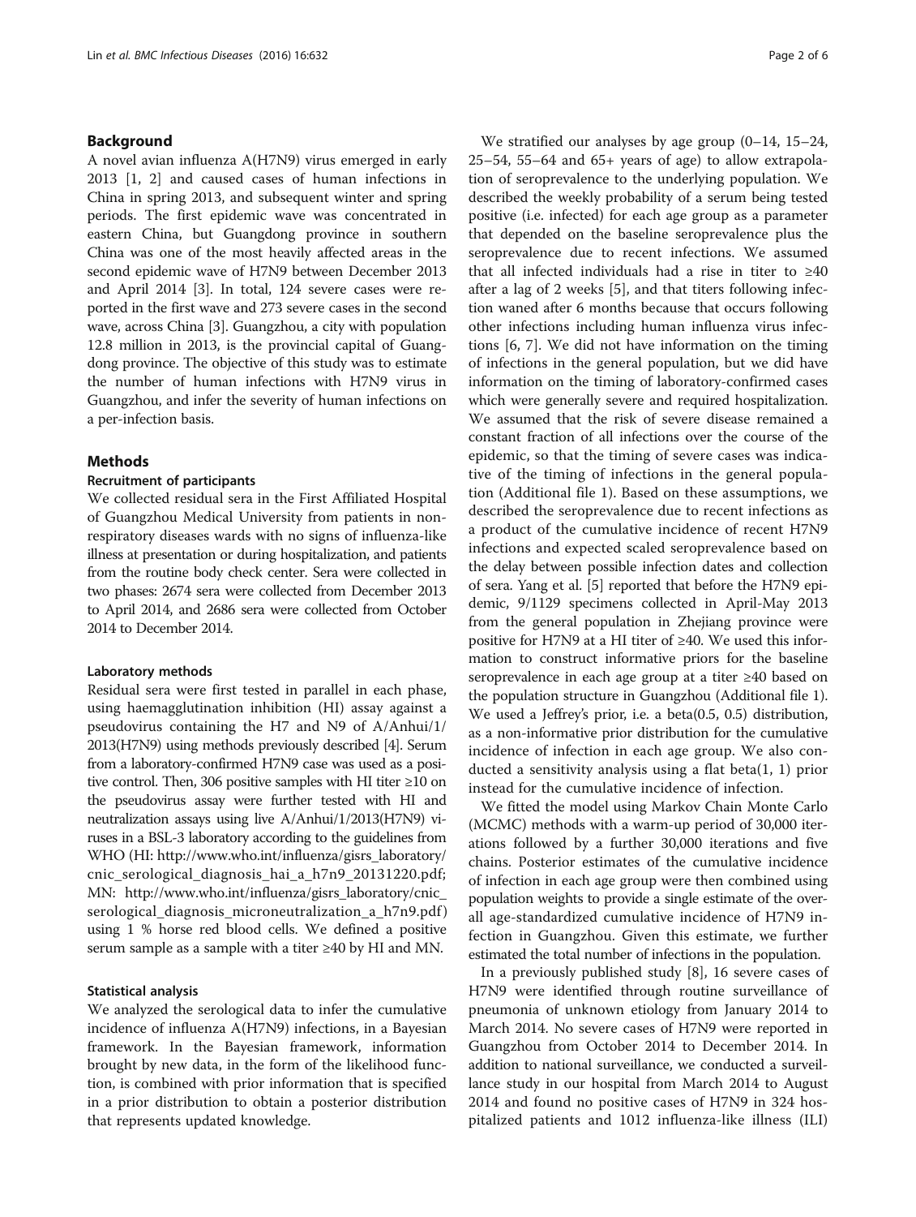## Background

A novel avian influenza A(H7N9) virus emerged in early 2013 [1, 2] and caused cases of human infections in China in spring 2013, and subsequent winter and spring periods. The first epidemic wave was concentrated in eastern China, but Guangdong province in southern China was one of the most heavily affected areas in the second epidemic wave of H7N9 between December 2013 and April 2014 [3]. In total, 124 severe cases were reported in the first wave and 273 severe cases in the second wave, across China [3]. Guangzhou, a city with population 12.8 million in 2013, is the provincial capital of Guangdong province. The objective of this study was to estimate the number of human infections with H7N9 virus in Guangzhou, and infer the severity of human infections on a per-infection basis.

## Methods

### Recruitment of participants

We collected residual sera in the First Affiliated Hospital of Guangzhou Medical University from patients in non-respiratory diseases wards with no signs of influenza-like illness at presentation or during hospitalization, and patients from the routine body check center. Sera were collected in two phases: 2674 sera were collected from December 2013 to April 2014, and 2686 sera were collected from October 2014 to December 2014.

#### Laboratory methods

Residual sera were first tested in parallel in each phase, using haemagglutination inhibition (HI) assay against a pseudovirus containing the H7 and N9 of A/Anhui/1/2013(H7N9) using methods previously described [4]. Serum from a laboratory-confirmed H7N9 case was used as a positive control. Then, 306 positive samples with HI titer ≥10 on the pseudovirus assay were further tested with HI and neutralization assays using live A/Anhui/1/2013(H7N9) viruses in a BSL-3 laboratory according to the guidelines from WHO (HI: http://www.who.int/influenza/gisrs_laboratory/cnic_serological_diagnosis_hai_a_h7n9_20131220.pdf; MN: http://www.who.int/influenza/gisrs_laboratory/cnic_serological_diagnosis_microneutralization_a_h7n9.pdf) using 1 % horse red blood cells. We defined a positive serum sample as a sample with a titer ≥40 by HI and MN.

#### Statistical analysis

We analyzed the serological data to infer the cumulative incidence of influenza A(H7N9) infections, in a Bayesian framework. In the Bayesian framework, information brought by new data, in the form of the likelihood function, is combined with prior information that is specified in a prior distribution to obtain a posterior distribution that represents updated knowledge.

We stratified our analyses by age group (0–14, 15–24, 25–54, 55–64 and 65+ years of age) to allow extrapolation of seroprevalence to the underlying population. We described the weekly probability of a serum being tested positive (i.e. infected) for each age group as a parameter that depended on the baseline seroprevalence plus the seroprevalence due to recent infections. We assumed that all infected individuals had a rise in titer to ≥40 after a lag of 2 weeks [5], and that titers following infection waned after 6 months because that occurs following other infections including human influenza virus infections [6, 7]. We did not have information on the timing of infections in the general population, but we did have information on the timing of laboratory-confirmed cases which were generally severe and required hospitalization. We assumed that the risk of severe disease remained a constant fraction of all infections over the course of the epidemic, so that the timing of severe cases was indicative of the timing of infections in the general population (Additional file 1). Based on these assumptions, we described the seroprevalence due to recent infections as a product of the cumulative incidence of recent H7N9 infections and expected scaled seroprevalence based on the delay between possible infection dates and collection of sera. Yang et al. [5] reported that before the H7N9 epidemic, 9/1129 specimens collected in April-May 2013 from the general population in Zhejiang province were positive for H7N9 at a HI titer of ≥40. We used this information to construct informative priors for the baseline seroprevalence in each age group at a titer ≥40 based on the population structure in Guangzhou (Additional file 1). We used a Jeffrey's prior, i.e. a beta(0.5, 0.5) distribution, as a non-informative prior distribution for the cumulative incidence of infection in each age group. We also conducted a sensitivity analysis using a flat beta(1, 1) prior instead for the cumulative incidence of infection.

We fitted the model using Markov Chain Monte Carlo (MCMC) methods with a warm-up period of 30,000 iterations followed by a further 30,000 iterations and five chains. Posterior estimates of the cumulative incidence of infection in each age group were then combined using population weights to provide a single estimate of the overall age-standardized cumulative incidence of H7N9 infection in Guangzhou. Given this estimate, we further estimated the total number of infections in the population.

In a previously published study [8], 16 severe cases of H7N9 were identified through routine surveillance of pneumonia of unknown etiology from January 2014 to March 2014. No severe cases of H7N9 were reported in Guangzhou from October 2014 to December 2014. In addition to national surveillance, we conducted a surveillance study in our hospital from March 2014 to August 2014 and found no positive cases of H7N9 in 324 hospitalized patients and 1012 influenza-like illness (ILI)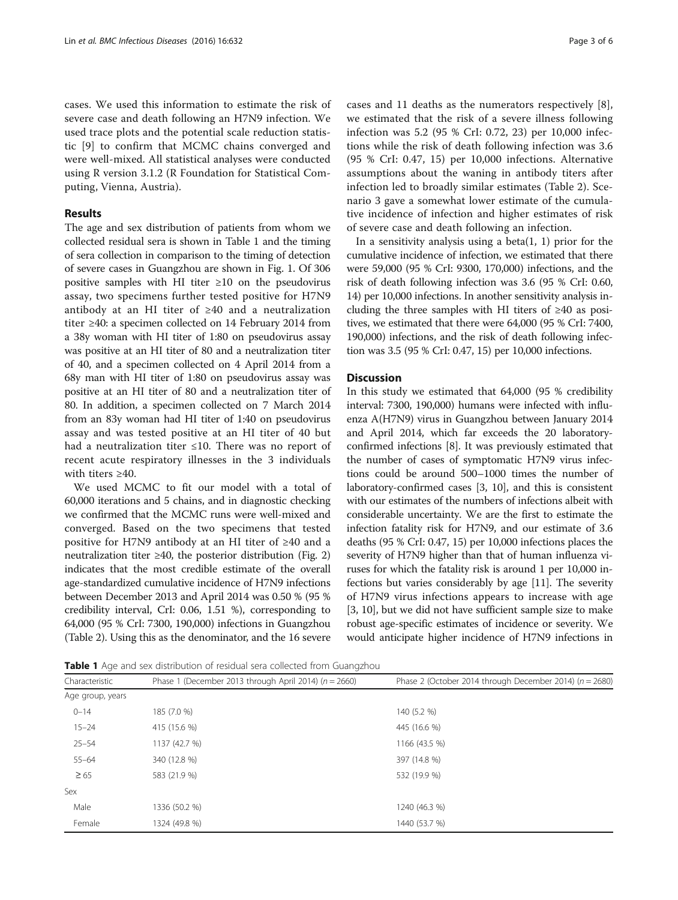cases. We used this information to estimate the risk of severe case and death following an H7N9 infection. We used trace plots and the potential scale reduction statistic [9] to confirm that MCMC chains converged and were well-mixed. All statistical analyses were conducted using R version 3.1.2 (R Foundation for Statistical Computing, Vienna, Austria).

## Results

The age and sex distribution of patients from whom we collected residual sera is shown in Table 1 and the timing of sera collection in comparison to the timing of detection of severe cases in Guangzhou are shown in Fig. 1. Of 306 positive samples with HI titer ≥10 on the pseudovirus assay, two specimens further tested positive for H7N9 antibody at an HI titer of ≥40 and a neutralization titer ≥40: a specimen collected on 14 February 2014 from a 38y woman with HI titer of 1:80 on pseudovirus assay was positive at an HI titer of 80 and a neutralization titer of 40, and a specimen collected on 4 April 2014 from a 68y man with HI titer of 1:80 on pseudovirus assay was positive at an HI titer of 80 and a neutralization titer of 80. In addition, a specimen collected on 7 March 2014 from an 83y woman had HI titer of 1:40 on pseudovirus assay and was tested positive at an HI titer of 40 but had a neutralization titer ≤10. There was no report of recent acute respiratory illnesses in the 3 individuals with titers ≥40.

We used MCMC to fit our model with a total of 60,000 iterations and 5 chains, and in diagnostic checking we confirmed that the MCMC runs were well-mixed and converged. Based on the two specimens that tested positive for H7N9 antibody at an HI titer of ≥40 and a neutralization titer ≥40, the posterior distribution (Fig. 2) indicates that the most credible estimate of the overall age-standardized cumulative incidence of H7N9 infections between December 2013 and April 2014 was 0.50 % (95 % credibility interval, CrI: 0.06, 1.51 %), corresponding to 64,000 (95 % CrI: 7300, 190,000) infections in Guangzhou (Table 2). Using this as the denominator, and the 16 severe cases and 11 deaths as the numerators respectively [8], we estimated that the risk of a severe illness following infection was 5.2 (95 % CrI: 0.72, 23) per 10,000 infections while the risk of death following infection was 3.6 (95 % CrI: 0.47, 15) per 10,000 infections. Alternative assumptions about the waning in antibody titers after infection led to broadly similar estimates (Table 2). Scenario 3 gave a somewhat lower estimate of the cumulative incidence of infection and higher estimates of risk of severe case and death following an infection.

In a sensitivity analysis using a beta(1, 1) prior for the cumulative incidence of infection, we estimated that there were 59,000 (95 % CrI: 9300, 170,000) infections, and the risk of death following infection was 3.6 (95 % CrI: 0.60, 14) per 10,000 infections. In another sensitivity analysis including the three samples with HI titers of ≥40 as positives, we estimated that there were 64,000 (95 % CrI: 7400, 190,000) infections, and the risk of death following infection was 3.5 (95 % CrI: 0.47, 15) per 10,000 infections.

## Discussion

In this study we estimated that 64,000 (95 % credibility interval: 7300, 190,000) humans were infected with influenza A(H7N9) virus in Guangzhou between January 2014 and April 2014, which far exceeds the 20 laboratory-confirmed infections [8]. It was previously estimated that the number of cases of symptomatic H7N9 virus infections could be around 500–1000 times the number of laboratory-confirmed cases [3, 10], and this is consistent with our estimates of the numbers of infections albeit with considerable uncertainty. We are the first to estimate the infection fatality risk for H7N9, and our estimate of 3.6 deaths (95 % CrI: 0.47, 15) per 10,000 infections places the severity of H7N9 higher than that of human influenza viruses for which the fatality risk is around 1 per 10,000 infections but varies considerably by age [11]. The severity of H7N9 virus infections appears to increase with age [3, 10], but we did not have sufficient sample size to make robust age-specific estimates of incidence or severity. We would anticipate higher incidence of H7N9 infections in

**Table 1** Age and sex distribution of residual sera collected from Guangzhou

| Characteristic | Phase 1 (December 2013 through April 2014) ($n = 2660$) | Phase 2 (October 2014 through December 2014) ($n = 2680$) |
|---|---|---|
| Age group, years | | |
| 0–14 | 185 (7.0 %) | 140 (5.2 %) |
| 15–24 | 415 (15.6 %) | 445 (16.6 %) |
| 25–54 | 1137 (42.7 %) | 1166 (43.5 %) |
| 55–64 | 340 (12.8 %) | 397 (14.8 %) |
| ≥ 65 | 583 (21.9 %) | 532 (19.9 %) |
| Sex | | |
| Male | 1336 (50.2 %) | 1240 (46.3 %) |
| Female | 1324 (49.8 %) | 1440 (53.7 %) |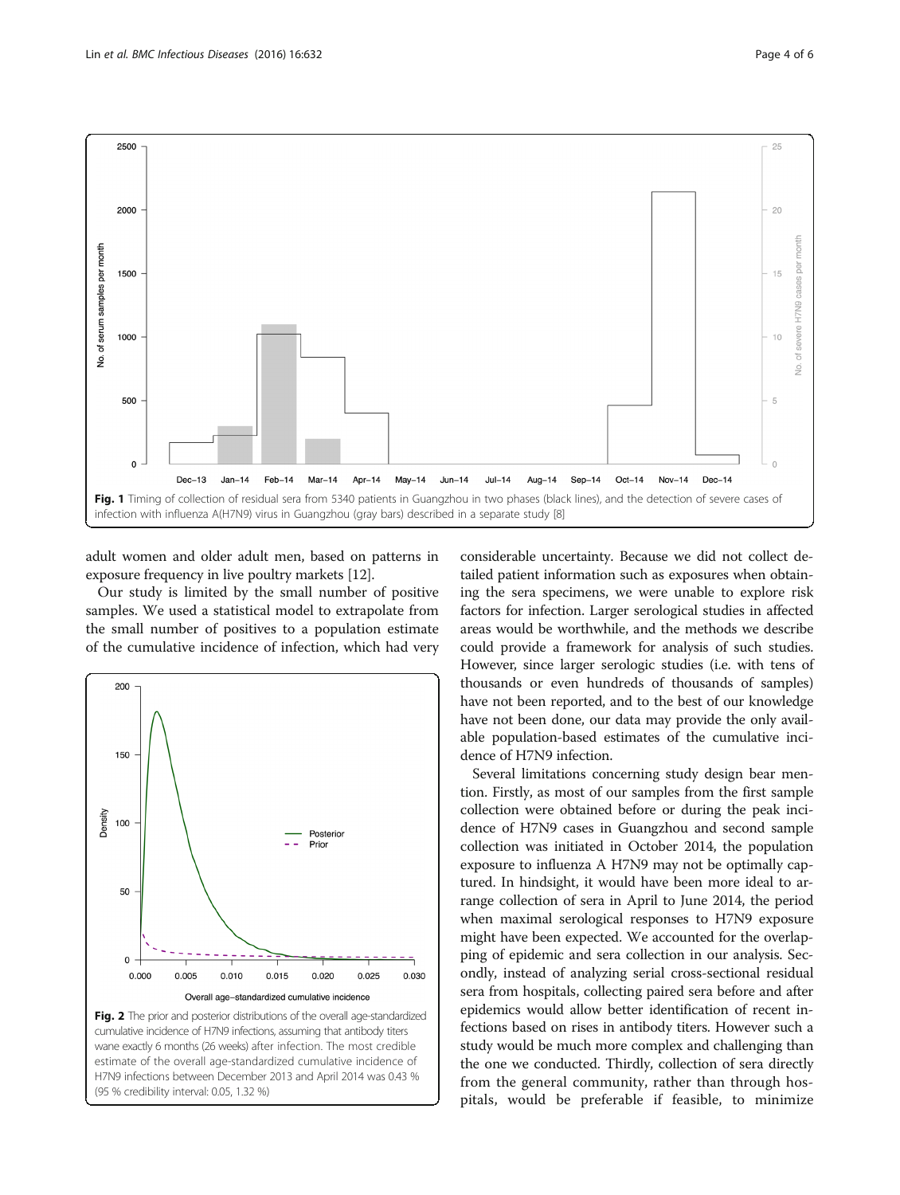Fig. 1 Timing of collection of residual sera from 5340 patients in Guangzhou in two phases (black lines), and the detection of severe cases of infection with influenza A(H7N9) virus in Guangzhou (gray bars) described in a separate study [8]

adult women and older adult men, based on patterns in exposure frequency in live poultry markets [12].

Our study is limited by the small number of positive samples. We used a statistical model to extrapolate from the small number of positives to a population estimate of the cumulative incidence of infection, which had very considerable uncertainty. Because we did not collect detailed patient information such as exposures when obtaining the sera specimens, we were unable to explore risk factors for infection. Larger serological studies in affected areas would be worthwhile, and the methods we describe could provide a framework for analysis of such studies. However, since larger serologic studies (i.e. with tens of thousands or even hundreds of thousands of samples) have not been reported, and to the best of our knowledge have not been done, our data may provide the only available population-based estimates of the cumulative incidence of H7N9 infection.

Fig. 2 The prior and posterior distributions of the overall age-standardized cumulative incidence of H7N9 infections, assuming that antibody titers wane exactly 6 months (26 weeks) after infection. The most credible estimate of the overall age-standardized cumulative incidence of H7N9 infections between December 2013 and April 2014 was 0.43 % (95 % credibility interval: 0.05, 1.32 %)

Several limitations concerning study design bear mention. Firstly, as most of our samples from the first sample collection were obtained before or during the peak incidence of H7N9 cases in Guangzhou and second sample collection was initiated in October 2014, the population exposure to influenza A H7N9 may not be optimally captured. In hindsight, it would have been more ideal to arrange collection of sera in April to June 2014, the period when maximal serological responses to H7N9 exposure might have been expected. We accounted for the overlapping of epidemic and sera collection in our analysis. Secondly, instead of analyzing serial cross-sectional residual sera from hospitals, collecting paired sera before and after epidemics would allow better identification of recent infections based on rises in antibody titers. However such a study would be much more complex and challenging than the one we conducted. Thirdly, collection of sera directly from the general community, rather than through hospitals, would be preferable if feasible, to minimize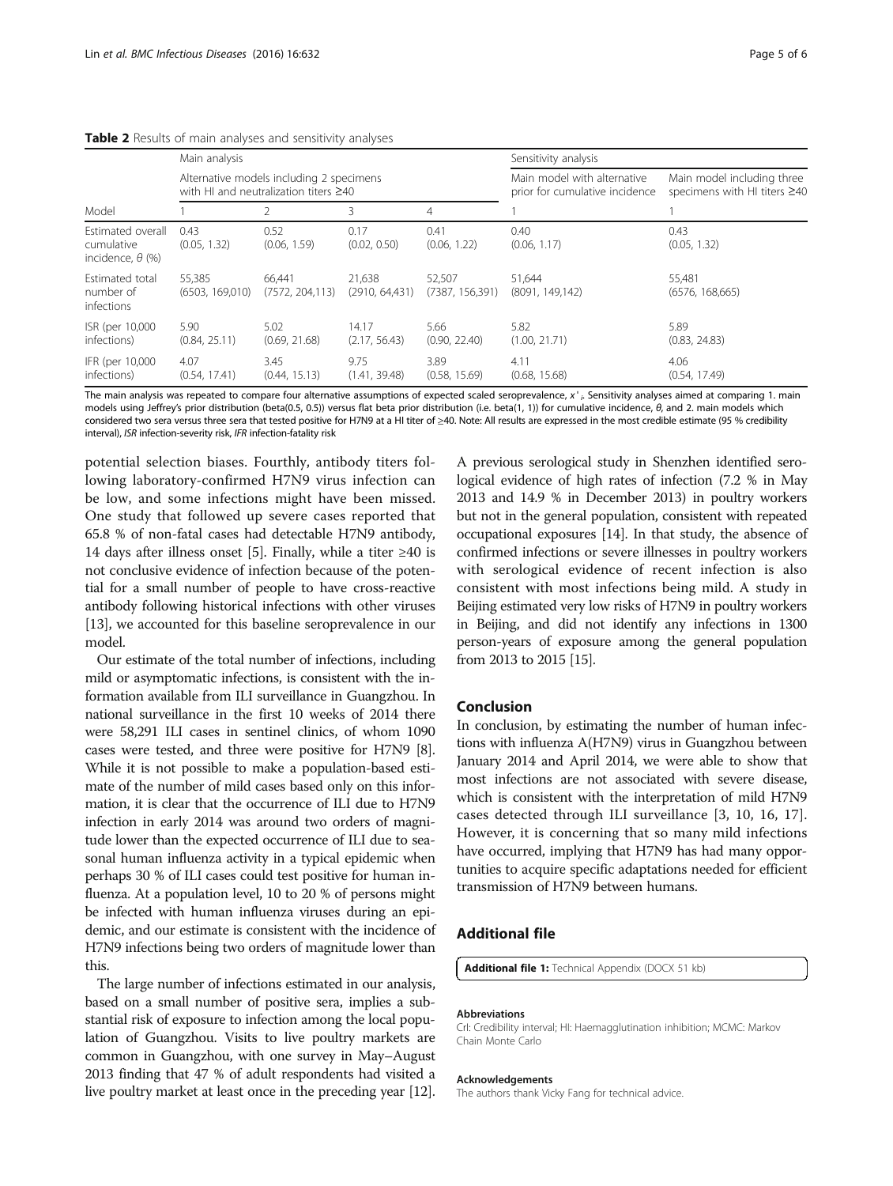**Table 2** Results of main analyses and sensitivity analyses

| Model | Main analysis | | | | Sensitivity analysis | |
|---|---|---|---|---|---|---|
| | Alternative models including 2 specimens with HI and neutralization titers ≥40 | | | | Main model with alternative prior for cumulative incidence | Main model including three specimens with HI titers ≥40 |
| | 1 | 2 | 3 | 4 | 1 | 1 |
| Estimated overall cumulative incidence, $\theta$ (%) | 0.43 (0.05, 1.32) | 0.52 (0.06, 1.59) | 0.17 (0.02, 0.50) | 0.41 (0.06, 1.22) | 0.40 (0.06, 1.17) | 0.43 (0.05, 1.32) |
| Estimated total number of infections | 55,385 (6503, 169,010) | 66,441 (7572, 204,113) | 21,638 (2910, 64,431) | 52,507 (7387, 156,391) | 51,644 (8091, 149,142) | 55,481 (6576, 168,665) |
| ISR (per 10,000 infections) | 5.90 (0.84, 25.11) | 5.02 (0.69, 21.68) | 14.17 (2.17, 56.43) | 5.66 (0.90, 22.40) | 5.82 (1.00, 21.71) | 5.89 (0.83, 24.83) |
| IFR (per 10,000 infections) | 4.07 (0.54, 17.41) | 3.45 (0.44, 15.13) | 9.75 (1.41, 39.48) | 3.89 (0.58, 15.69) | 4.11 (0.68, 15.68) | 4.06 (0.54, 17.49) |

The main analysis was repeated to compare four alternative assumptions of expected scaled seroprevalence, $x'_j$. Sensitivity analyses aimed at comparing 1. main models using Jeffrey's prior distribution (beta(0.5, 0.5)) versus flat beta prior distribution (i.e. beta(1, 1)) for cumulative incidence, $\theta$, and 2. main models which considered two sera versus three sera that tested positive for H7N9 at a HI titer of ≥40. Note: All results are expressed in the most credible estimate (95 % credibility interval), *ISR* infection-severity risk, *IFR* infection-fatality risk

potential selection biases. Fourthly, antibody titers following laboratory-confirmed H7N9 virus infection can be low, and some infections might have been missed. One study that followed up severe cases reported that 65.8 % of non-fatal cases had detectable H7N9 antibody, 14 days after illness onset [5]. Finally, while a titer ≥40 is not conclusive evidence of infection because of the potential for a small number of people to have cross-reactive antibody following historical infections with other viruses [13], we accounted for this baseline seroprevalence in our model.

Our estimate of the total number of infections, including mild or asymptomatic infections, is consistent with the information available from ILI surveillance in Guangzhou. In national surveillance in the first 10 weeks of 2014 there were 58,291 ILI cases in sentinel clinics, of whom 1090 cases were tested, and three were positive for H7N9 [8]. While it is not possible to make a population-based estimate of the number of mild cases based only on this information, it is clear that the occurrence of ILI due to H7N9 infection in early 2014 was around two orders of magnitude lower than the expected occurrence of ILI due to seasonal human influenza activity in a typical epidemic when perhaps 30 % of ILI cases could test positive for human influenza. At a population level, 10 to 20 % of persons might be infected with human influenza viruses during an epidemic, and our estimate is consistent with the incidence of H7N9 infections being two orders of magnitude lower than this.

The large number of infections estimated in our analysis, based on a small number of positive sera, implies a substantial risk of exposure to infection among the local population of Guangzhou. Visits to live poultry markets are common in Guangzhou, with one survey in May–August 2013 finding that 47 % of adult respondents had visited a live poultry market at least once in the preceding year [12]. A previous serological study in Shenzhen identified serological evidence of high rates of infection (7.2 % in May 2013 and 14.9 % in December 2013) in poultry workers but not in the general population, consistent with repeated occupational exposures [14]. In that study, the absence of confirmed infections or severe illnesses in poultry workers with serological evidence of recent infection is also consistent with most infections being mild. A study in Beijing estimated very low risks of H7N9 in poultry workers in Beijing, and did not identify any infections in 1300 person-years of exposure among the general population from 2013 to 2015 [15].

## Conclusion

In conclusion, by estimating the number of human infections with influenza A(H7N9) virus in Guangzhou between January 2014 and April 2014, we were able to show that most infections are not associated with severe disease, which is consistent with the interpretation of mild H7N9 cases detected through ILI surveillance [3, 10, 16, 17]. However, it is concerning that so many mild infections have occurred, implying that H7N9 has had many opportunities to acquire specific adaptations needed for efficient transmission of H7N9 between humans.

## Additional file

**Additional file 1:** Technical Appendix (DOCX 51 kb)

#### Abbreviations

CrI: Credibility interval; HI: Haemagglutination inhibition; MCMC: Markov Chain Monte Carlo

#### Acknowledgements

The authors thank Vicky Fang for technical advice.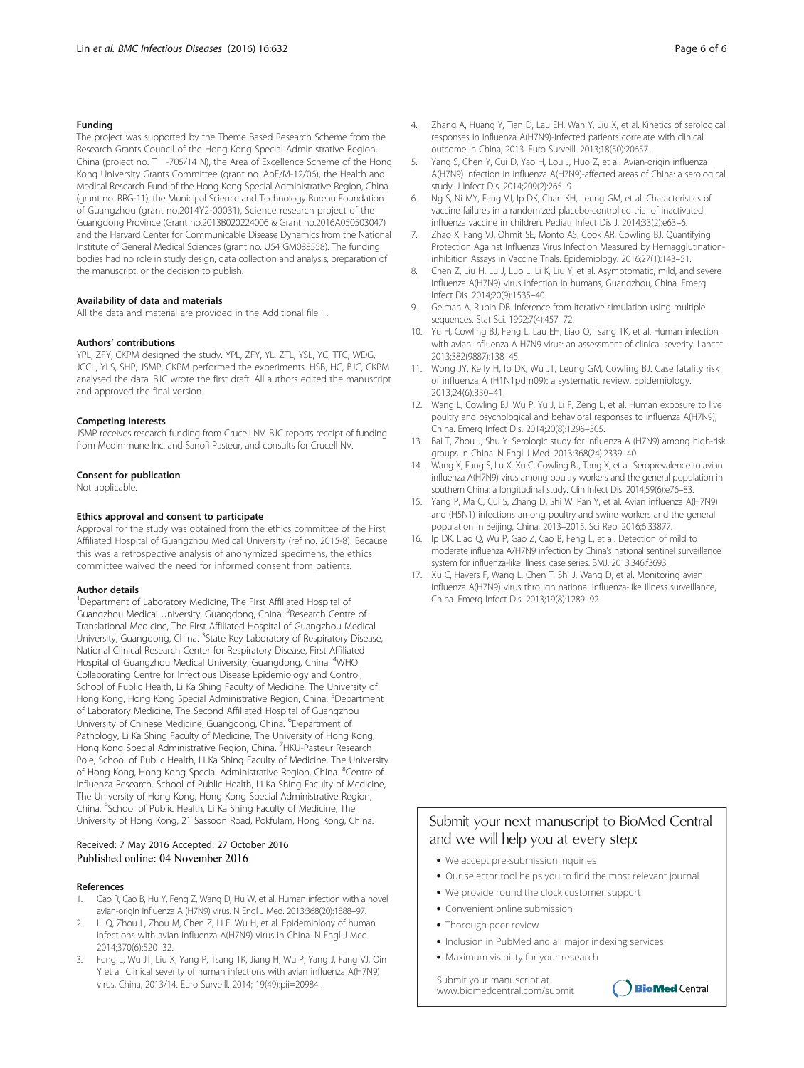#### Funding

The project was supported by the Theme Based Research Scheme from the Research Grants Council of the Hong Kong Special Administrative Region, China (project no. T11-705/14 N), the Area of Excellence Scheme of the Hong Kong University Grants Committee (grant no. AoE/M-12/06), the Health and Medical Research Fund of the Hong Kong Special Administrative Region, China (grant no. RRG-11), the Municipal Science and Technology Bureau Foundation of Guangzhou (grant no.2014Y2-00031), Science research project of the Guangdong Province (Grant no.2013B020224006 & Grant no.2016A050503047) and the Harvard Center for Communicable Disease Dynamics from the National Institute of General Medical Sciences (grant no. U54 GM088558). The funding bodies had no role in study design, data collection and analysis, preparation of the manuscript, or the decision to publish.

#### Availability of data and materials

All the data and material are provided in the Additional file 1.

#### Authors' contributions

YPL, ZFY, CKPM designed the study. YPL, ZFY, YL, ZTL, YSL, YC, TTC, WDG, JCCL, YLS, SHP, JSMP, CKPM performed the experiments. HSB, HC, BJC, CKPM analysed the data. BJC wrote the first draft. All authors edited the manuscript and approved the final version.

#### Competing interests

JSMP receives research funding from Crucell NV. BJC reports receipt of funding from MedImmune Inc. and Sanofi Pasteur, and consults for Crucell NV.

#### Consent for publication

Not applicable.

#### Ethics approval and consent to participate

Approval for the study was obtained from the ethics committee of the First Affiliated Hospital of Guangzhou Medical University (ref no. 2015-8). Because this was a retrospective analysis of anonymized specimens, the ethics committee waived the need for informed consent from patients.

#### Author details

[1]Department of Laboratory Medicine, The First Affiliated Hospital of Guangzhou Medical University, Guangdong, China. [2]Research Centre of Translational Medicine, The First Affiliated Hospital of Guangzhou Medical University, Guangdong, China. [3]State Key Laboratory of Respiratory Disease, National Clinical Research Center for Respiratory Disease, First Affiliated Hospital of Guangzhou Medical University, Guangdong, China. [4]WHO Collaborating Centre for Infectious Disease Epidemiology and Control, School of Public Health, Li Ka Shing Faculty of Medicine, The University of Hong Kong, Hong Kong Special Administrative Region, China. [5]Department of Laboratory Medicine, The Second Affiliated Hospital of Guangzhou University of Chinese Medicine, Guangdong, China. [6]Department of Pathology, Li Ka Shing Faculty of Medicine, The University of Hong Kong, Hong Kong Special Administrative Region, China. [7]HKU-Pasteur Research Pole, School of Public Health, Li Ka Shing Faculty of Medicine, The University of Hong Kong, Hong Kong Special Administrative Region, China. [8]Centre of Influenza Research, School of Public Health, Li Ka Shing Faculty of Medicine, The University of Hong Kong, Hong Kong Special Administrative Region, China. [9]School of Public Health, Li Ka Shing Faculty of Medicine, The University of Hong Kong, 21 Sassoon Road, Pokfulam, Hong Kong, China.

Received: 7 May 2016 Accepted: 27 October 2016
Published online: 04 November 2016

#### References

1. Gao R, Cao B, Hu Y, Feng Z, Wang D, Hu W, et al. Human infection with a novel avian-origin influenza A (H7N9) virus. N Engl J Med. 2013;368(20):1888–97.
2. Li Q, Zhou L, Zhou M, Chen Z, Li F, Wu H, et al. Epidemiology of human infections with avian influenza A(H7N9) virus in China. N Engl J Med. 2014;370(6):520–32.
3. Feng L, Wu JT, Liu X, Yang P, Tsang TK, Jiang H, Wu P, Yang J, Fang VJ, Qin Y et al. Clinical severity of human infections with avian influenza A(H7N9) virus, China, 2013/14. Euro Surveill. 2014; 19(49):pii=20984.
4. Zhang A, Huang Y, Tian D, Lau EH, Wan Y, Liu X, et al. Kinetics of serological responses in influenza A(H7N9)-infected patients correlate with clinical outcome in China, 2013. Euro Surveill. 2013;18(50):20657.
5. Yang S, Chen Y, Cui D, Yao H, Lou J, Huo Z, et al. Avian-origin influenza A(H7N9) infection in influenza A(H7N9)-affected areas of China: a serological study. J Infect Dis. 2014;209(2):265–9.
6. Ng S, Ni MY, Fang VJ, Ip DK, Chan KH, Leung GM, et al. Characteristics of vaccine failures in a randomized placebo-controlled trial of inactivated influenza vaccine in children. Pediatr Infect Dis J. 2014;33(2):e63–6.
7. Zhao X, Fang VJ, Ohmit SE, Monto AS, Cook AR, Cowling BJ. Quantifying Protection Against Influenza Virus Infection Measured by Hemagglutination-inhibition Assays in Vaccine Trials. Epidemiology. 2016;27(1):143–51.
8. Chen Z, Liu H, Lu J, Luo L, Li K, Liu Y, et al. Asymptomatic, mild, and severe influenza A(H7N9) virus infection in humans, Guangzhou, China. Emerg Infect Dis. 2014;20(9):1535–40.
9. Gelman A, Rubin DB. Inference from iterative simulation using multiple sequences. Stat Sci. 1992;7(4):457–72.
10. Yu H, Cowling BJ, Feng L, Lau EH, Liao Q, Tsang TK, et al. Human infection with avian influenza A H7N9 virus: an assessment of clinical severity. Lancet. 2013;382(9887):138–45.
11. Wong JY, Kelly H, Ip DK, Wu JT, Leung GM, Cowling BJ. Case fatality risk of influenza A (H1N1pdm09): a systematic review. Epidemiology. 2013;24(6):830–41.
12. Wang L, Cowling BJ, Wu P, Yu J, Li F, Zeng L, et al. Human exposure to live poultry and psychological and behavioral responses to influenza A(H7N9), China. Emerg Infect Dis. 2014;20(8):1296–305.
13. Bai T, Zhou J, Shu Y. Serologic study for influenza A (H7N9) among high-risk groups in China. N Engl J Med. 2013;368(24):2339–40.
14. Wang X, Fang S, Lu X, Xu C, Cowling BJ, Tang X, et al. Seroprevalence to avian influenza A(H7N9) virus among poultry workers and the general population in southern China: a longitudinal study. Clin Infect Dis. 2014;59(6):e76–83.
15. Yang P, Ma C, Cui S, Zhang D, Shi W, Pan Y, et al. Avian influenza A(H7N9) and (H5N1) infections among poultry and swine workers and the general population in Beijing, China, 2013–2015. Sci Rep. 2016;6:33877.
16. Ip DK, Liao Q, Wu P, Gao Z, Cao B, Feng L, et al. Detection of mild to moderate influenza A/H7N9 infection by China's national sentinel surveillance system for influenza-like illness: case series. BMJ. 2013;346:f3693.
17. Xu C, Havers F, Wang L, Chen T, Shi J, Wang D, et al. Monitoring avian influenza A(H7N9) virus through national influenza-like illness surveillance, China. Emerg Infect Dis. 2013;19(8):1289–92.

Submit your next manuscript to BioMed Central and we will help you at every step:

- We accept pre-submission inquiries
- Our selector tool helps you to find the most relevant journal
- We provide round the clock customer support
- Convenient online submission
- Thorough peer review
- Inclusion in PubMed and all major indexing services
- Maximum visibility for your research

Submit your manuscript at
www.biomedcentral.com/submit

BioMed Central